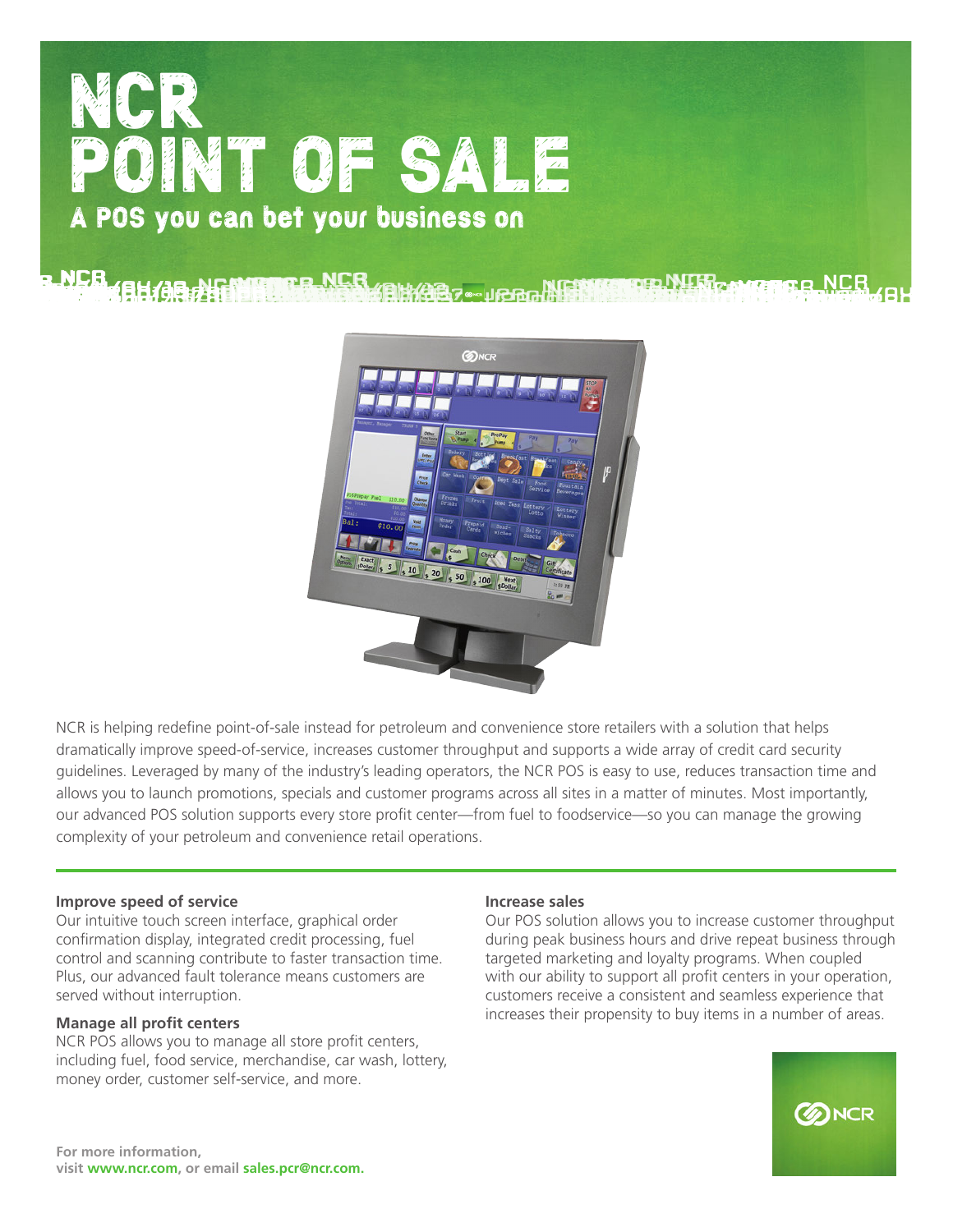# NCR POINT OF SALE

## A POS you can bet your business on

NCR is helping redefine point-of-sale instead for petroleum and convenience store retailers with a solution that helps dramatically improve speed-of-service, increases customer throughput and supports a wide array of credit card security guidelines. Leveraged by many of the industry's leading operators, the NCR POS is easy to use, reduces transaction time and allows you to launch promotions, specials and customer programs across all sites in a matter of minutes. Most importantly, our advanced POS solution supports every store profit center—from fuel to foodservice—so you can manage the growing complexity of your petroleum and convenience retail operations.

### Improve speed of service

Our intuitive touch screen interface, graphical order confirmation display, integrated credit processing, fuel control and scanning contribute to faster transaction time. Plus, our advanced fault tolerance means customers are served without interruption.

### Manage all profit centers

NCR POS allows you to manage all store profit centers, including fuel, food service, merchandise, car wash, lottery, money order, customer self-service, and more.

### Increase sales

Our POS solution allows you to increase customer throughput during peak business hours and drive repeat business through targeted marketing and loyalty programs. When coupled with our ability to support all profit centers in your operation, customers receive a consistent and seamless experience that increases their propensity to buy items in a number of areas.

**For more information, visit www.ncr.com, or email sales.pcr@ncr.com.**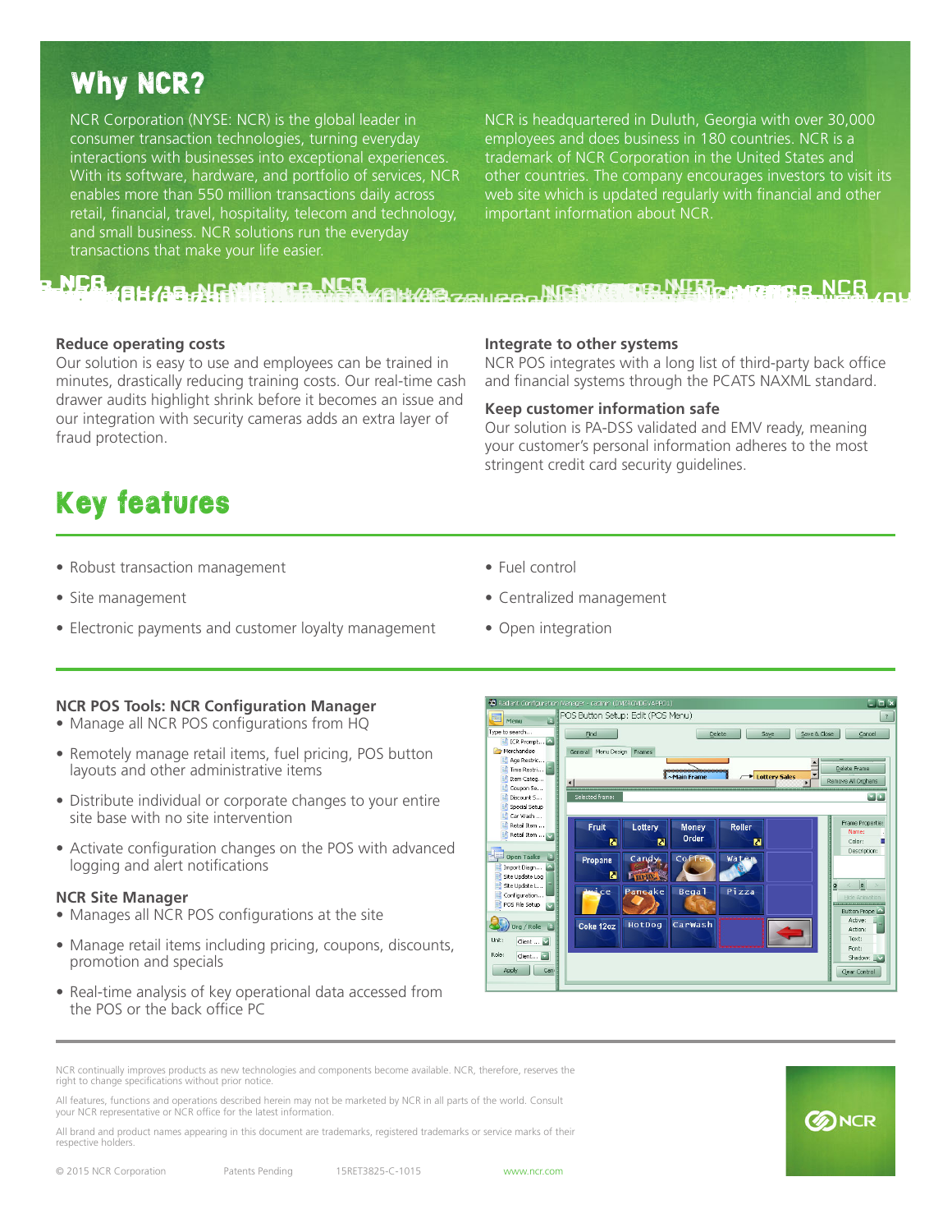## Why NCR?

NCR Corporation (NYSE: NCR) is the global leader in consumer transaction technologies, turning everyday interactions with businesses into exceptional experiences. With its software, hardware, and portfolio of services, NCR enables more than 550 million transactions daily across retail, financial, travel, hospitality, telecom and technology, and small business. NCR solutions run the everyday transactions that make your life easier.

NCR is headquartered in Duluth, Georgia with over 30,000 employees and does business in 180 countries. NCR is a trademark of NCR Corporation in the United States and other countries. The company encourages investors to visit its web site which is updated regularly with financial and other important information about NCR.

### Reduce operating costs

Our solution is easy to use and employees can be trained in minutes, drastically reducing training costs. Our real-time cash drawer audits highlight shrink before it becomes an issue and our integration with security cameras adds an extra layer of fraud protection.

### Integrate to other systems

NCR POS integrates with a long list of third-party back office and financial systems through the PCATS NAXML standard.

### Keep customer information safe

Our solution is PA-DSS validated and EMV ready, meaning your customer's personal information adheres to the most stringent credit card security guidelines.

## Key features

- Robust transaction management
- Site management
- Electronic payments and customer loyalty management
- Fuel control
- Centralized management
- Open integration

### NCR POS Tools: NCR Configuration Manager

- Manage all NCR POS configurations from HQ
- Remotely manage retail items, fuel pricing, POS button layouts and other administrative items
- Distribute individual or corporate changes to your entire site base with no site intervention
- Activate configuration changes on the POS with advanced logging and alert notifications

### NCR Site Manager

- Manages all NCR POS configurations at the site
- Manage retail items including pricing, coupons, discounts, promotion and specials
- Real-time analysis of key operational data accessed from the POS or the back office PC

NCR continually improves products as new technologies and components become available. NCR, therefore, reserves the right to change specifications without prior notice.

All features, functions and operations described herein may not be marketed by NCR in all parts of the world. Consult your NCR representative or NCR office for the latest information.

All brand and product names appearing in this document are trademarks, registered trademarks or service marks of their respective holders.

© 2015 NCR Corporation Patents Pending 15RET3825-C-1015 www.ncr.com